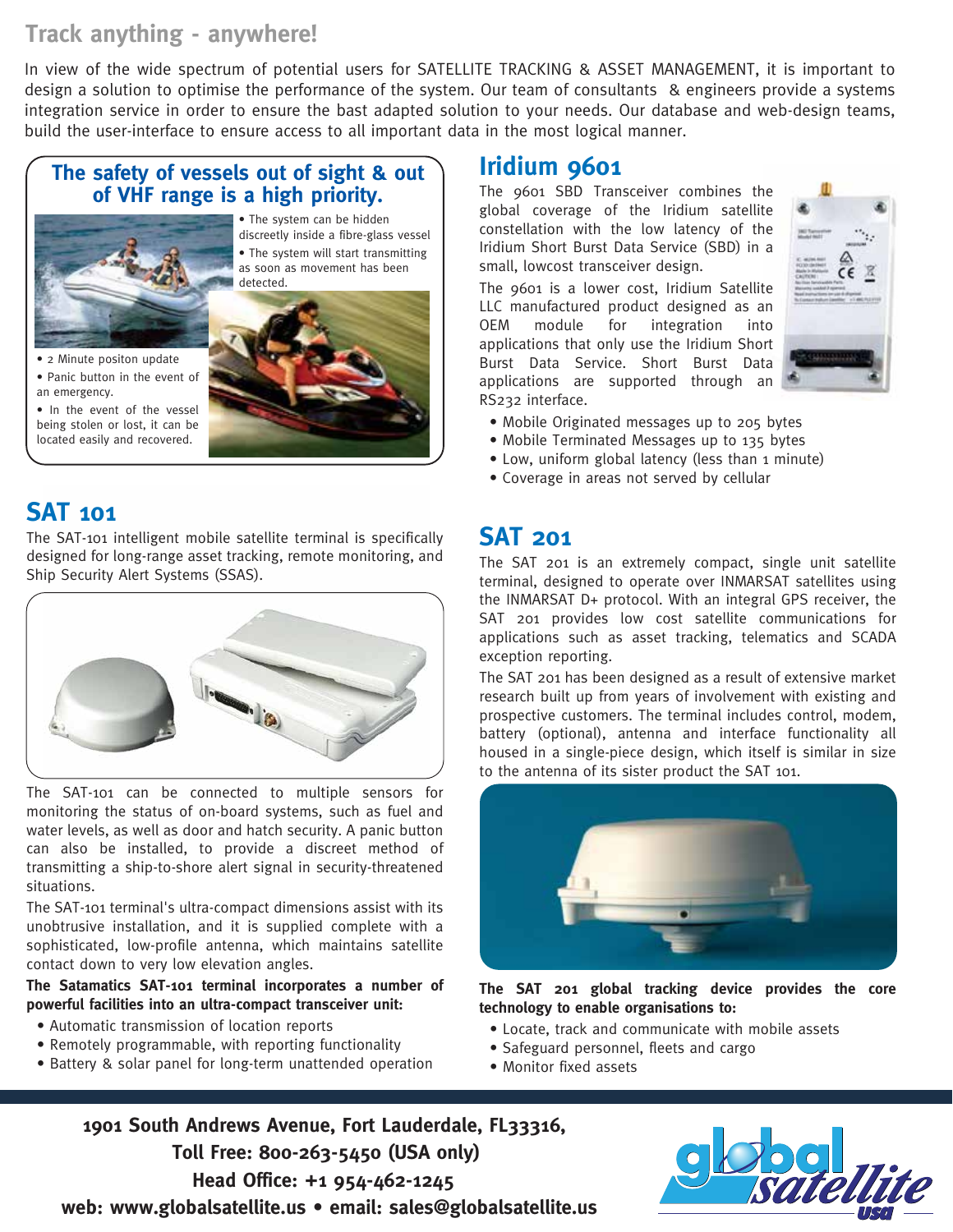# Track anything - anywhere!

In view of the wide spectrum of potential users for SATELLITE TRACKING & ASSET MANAGEMENT, it is important to design a solution to optimise the performance of the system. Our team of consultants & engineers provide a systems integration service in order to ensure the bast adapted solution to your needs. Our database and web-design teams, build the user-interface to ensure access to all important data in the most logical manner.

## The safety of vessels out of sight & out of VHF range is a high priority.

- The system can be hidden discreetly inside a fibre-glass vessel
- The system will start transmitting as soon as movement has been detected.
- 2 Minute positon update
- Panic button in the event of an emergency.
- In the event of the vessel being stolen or lost, it can be located easily and recovered.

## SAT 101

The SAT-101 intelligent mobile satellite terminal is specifically designed for long-range asset tracking, remote monitoring, and Ship Security Alert Systems (SSAS).

The SAT-101 can be connected to multiple sensors for monitoring the status of on-board systems, such as fuel and water levels, as well as door and hatch security. A panic button can also be installed, to provide a discreet method of transmitting a ship-to-shore alert signal in security-threatened situations.

The SAT-101 terminal's ultra-compact dimensions assist with its unobtrusive installation, and it is supplied complete with a sophisticated, low-profile antenna, which maintains satellite contact down to very low elevation angles.

**The Satamatics SAT-101 terminal incorporates a number of powerful facilities into an ultra-compact transceiver unit:**

- Automatic transmission of location reports
- Remotely programmable, with reporting functionality
- Battery & solar panel for long-term unattended operation

## Iridium 9601

The 9601 SBD Transceiver combines the global coverage of the Iridium satellite constellation with the low latency of the Iridium Short Burst Data Service (SBD) in a small, lowcost transceiver design.

The 9601 is a lower cost, Iridium Satellite LLC manufactured product designed as an OEM module for integration into applications that only use the Iridium Short Burst Data Service. Short Burst Data applications are supported through an RS232 interface.

- Mobile Originated messages up to 205 bytes
- Mobile Terminated Messages up to 135 bytes
- Low, uniform global latency (less than 1 minute)
- Coverage in areas not served by cellular

## SAT 201

The SAT 201 is an extremely compact, single unit satellite terminal, designed to operate over INMARSAT satellites using the INMARSAT D+ protocol. With an integral GPS receiver, the SAT 201 provides low cost satellite communications for applications such as asset tracking, telematics and SCADA exception reporting.

The SAT 201 has been designed as a result of extensive market research built up from years of involvement with existing and prospective customers. The terminal includes control, modem, battery (optional), antenna and interface functionality all housed in a single-piece design, which itself is similar in size to the antenna of its sister product the SAT 101.

**The SAT 201 global tracking device provides the core technology to enable organisations to:**

- Locate, track and communicate with mobile assets
- Safeguard personnel, fleets and cargo
- Monitor fixed assets

**1901 South Andrews Avenue, Fort Lauderdale, FL33316,**
**Toll Free: 800-263-5450 (USA only)**
**Head Office: +1 954-462-1245**
**web: www.globalsatellite.us • email: sales@globalsatellite.us**

global satellite usa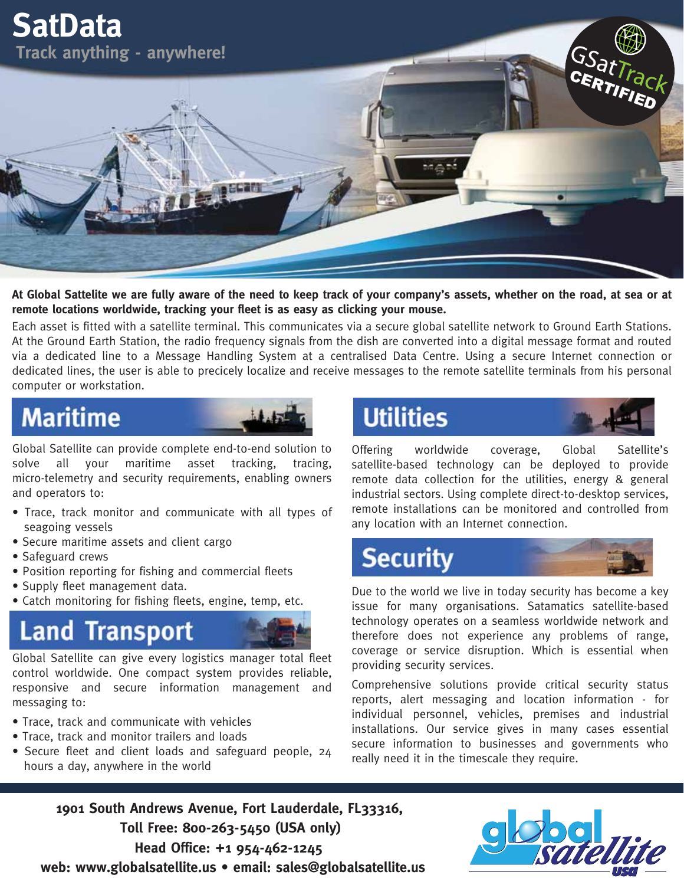# SatData

**Track anything - anywhere!**

GSatTrack CERTIFIED

**At Global Sattelite we are fully aware of the need to keep track of your company's assets, whether on the road, at sea or at remote locations worldwide, tracking your fleet is as easy as clicking your mouse.**

Each asset is fitted with a satellite terminal. This communicates via a secure global satellite network to Ground Earth Stations. At the Ground Earth Station, the radio frequency signals from the dish are converted into a digital message format and routed via a dedicated line to a Message Handling System at a centralised Data Centre. Using a secure Internet connection or dedicated lines, the user is able to precicely localize and receive messages to the remote satellite terminals from his personal computer or workstation.

## Maritime

Global Satellite can provide complete end-to-end solution to solve all your maritime asset tracking, tracing, micro-telemetry and security requirements, enabling owners and operators to:

- Trace, track monitor and communicate with all types of seagoing vessels
- Secure maritime assets and client cargo
- Safeguard crews
- Position reporting for fishing and commercial fleets
- Supply fleet management data.
- Catch monitoring for fishing fleets, engine, temp, etc.

## Land Transport

Global Satellite can give every logistics manager total fleet control worldwide. One compact system provides reliable, responsive and secure information management and messaging to:

- Trace, track and communicate with vehicles
- Trace, track and monitor trailers and loads
- Secure fleet and client loads and safeguard people, 24 hours a day, anywhere in the world

## Utilities

Offering worldwide coverage, Global Satellite's satellite-based technology can be deployed to provide remote data collection for the utilities, energy & general industrial sectors. Using complete direct-to-desktop services, remote installations can be monitored and controlled from any location with an Internet connection.

## Security

Due to the world we live in today security has become a key issue for many organisations. Satamatics satellite-based technology operates on a seamless worldwide network and therefore does not experience any problems of range, coverage or service disruption. Which is essential when providing security services.

Comprehensive solutions provide critical security status reports, alert messaging and location information - for individual personnel, vehicles, premises and industrial installations. Our service gives in many cases essential secure information to businesses and governments who really need it in the timescale they require.

**1901 South Andrews Avenue, Fort Lauderdale, FL33316,**
**Toll Free: 800-263-5450 (USA only)**
**Head Office: +1 954-462-1245**
**web: www.globalsatellite.us • email: sales@globalsatellite.us**

global satellite usa